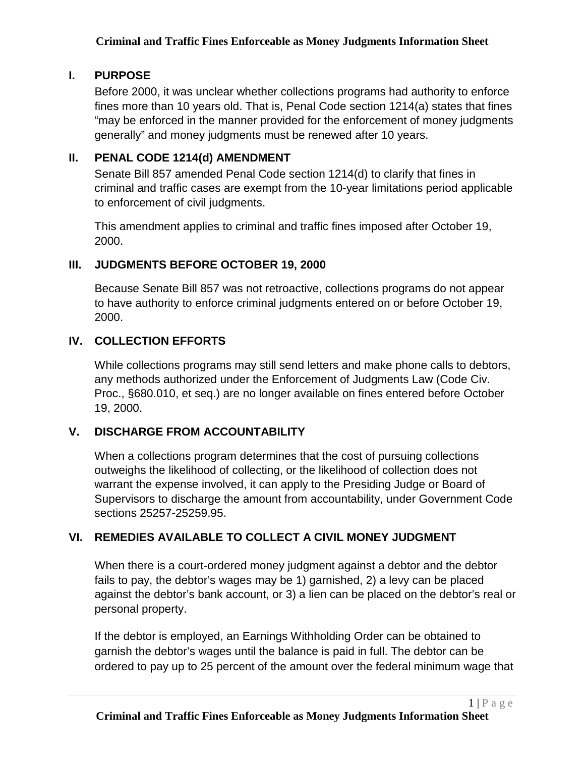# Criminal and Traffic Fines Enforceable as Money Judgments Information Sheet

## I. PURPOSE

Before 2000, it was unclear whether collections programs had authority to enforce fines more than 10 years old. That is, Penal Code section 1214(a) states that fines "may be enforced in the manner provided for the enforcement of money judgments generally" and money judgments must be renewed after 10 years.

## II. PENAL CODE 1214(d) AMENDMENT

Senate Bill 857 amended Penal Code section 1214(d) to clarify that fines in criminal and traffic cases are exempt from the 10-year limitations period applicable to enforcement of civil judgments.

This amendment applies to criminal and traffic fines imposed after October 19, 2000.

## III. JUDGMENTS BEFORE OCTOBER 19, 2000

Because Senate Bill 857 was not retroactive, collections programs do not appear to have authority to enforce criminal judgments entered on or before October 19, 2000.

## IV. COLLECTION EFFORTS

While collections programs may still send letters and make phone calls to debtors, any methods authorized under the Enforcement of Judgments Law (Code Civ. Proc., §680.010, et seq.) are no longer available on fines entered before October 19, 2000.

## V. DISCHARGE FROM ACCOUNTABILITY

When a collections program determines that the cost of pursuing collections outweighs the likelihood of collecting, or the likelihood of collection does not warrant the expense involved, it can apply to the Presiding Judge or Board of Supervisors to discharge the amount from accountability, under Government Code sections 25257-25259.95.

## VI. REMEDIES AVAILABLE TO COLLECT A CIVIL MONEY JUDGMENT

When there is a court-ordered money judgment against a debtor and the debtor fails to pay, the debtor's wages may be 1) garnished, 2) a levy can be placed against the debtor's bank account, or 3) a lien can be placed on the debtor's real or personal property.

If the debtor is employed, an Earnings Withholding Order can be obtained to garnish the debtor's wages until the balance is paid in full. The debtor can be ordered to pay up to 25 percent of the amount over the federal minimum wage that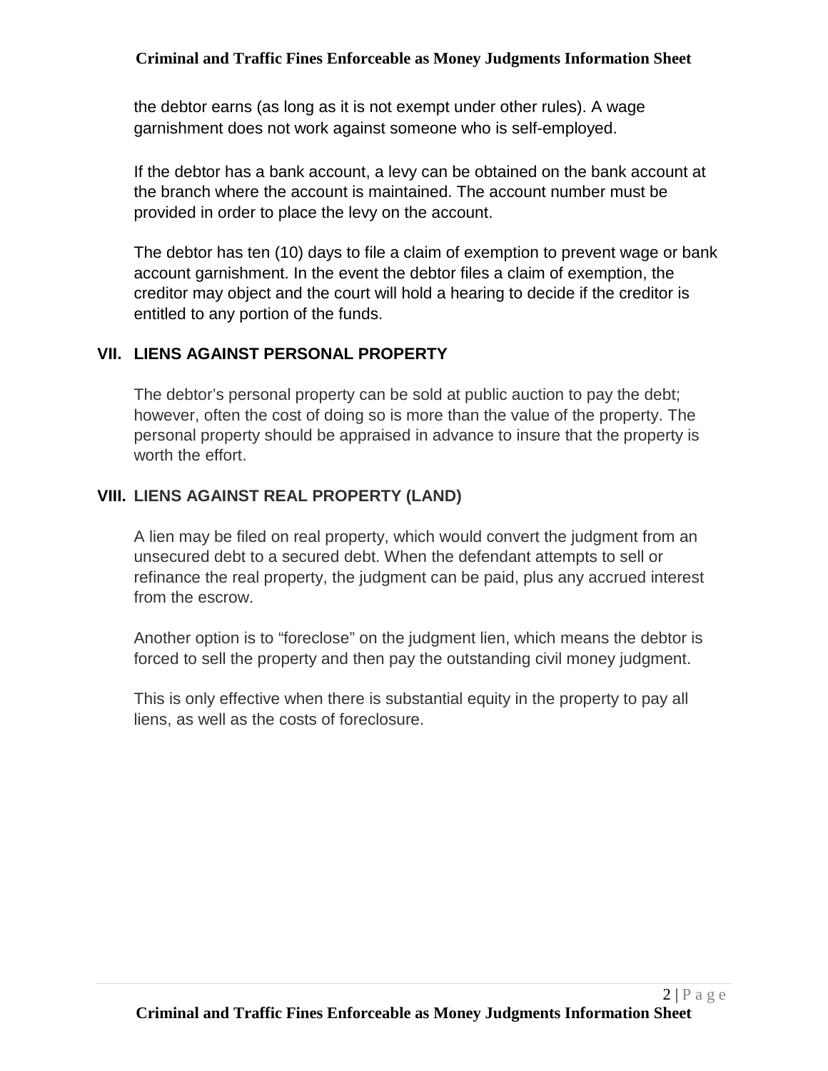the debtor earns (as long as it is not exempt under other rules). A wage garnishment does not work against someone who is self-employed.

If the debtor has a bank account, a levy can be obtained on the bank account at the branch where the account is maintained. The account number must be provided in order to place the levy on the account.

The debtor has ten (10) days to file a claim of exemption to prevent wage or bank account garnishment. In the event the debtor files a claim of exemption, the creditor may object and the court will hold a hearing to decide if the creditor is entitled to any portion of the funds.

## VII. LIENS AGAINST PERSONAL PROPERTY

The debtor's personal property can be sold at public auction to pay the debt; however, often the cost of doing so is more than the value of the property. The personal property should be appraised in advance to insure that the property is worth the effort.

## VIII. LIENS AGAINST REAL PROPERTY (LAND)

A lien may be filed on real property, which would convert the judgment from an unsecured debt to a secured debt. When the defendant attempts to sell or refinance the real property, the judgment can be paid, plus any accrued interest from the escrow.

Another option is to "foreclose" on the judgment lien, which means the debtor is forced to sell the property and then pay the outstanding civil money judgment.

This is only effective when there is substantial equity in the property to pay all liens, as well as the costs of foreclosure.